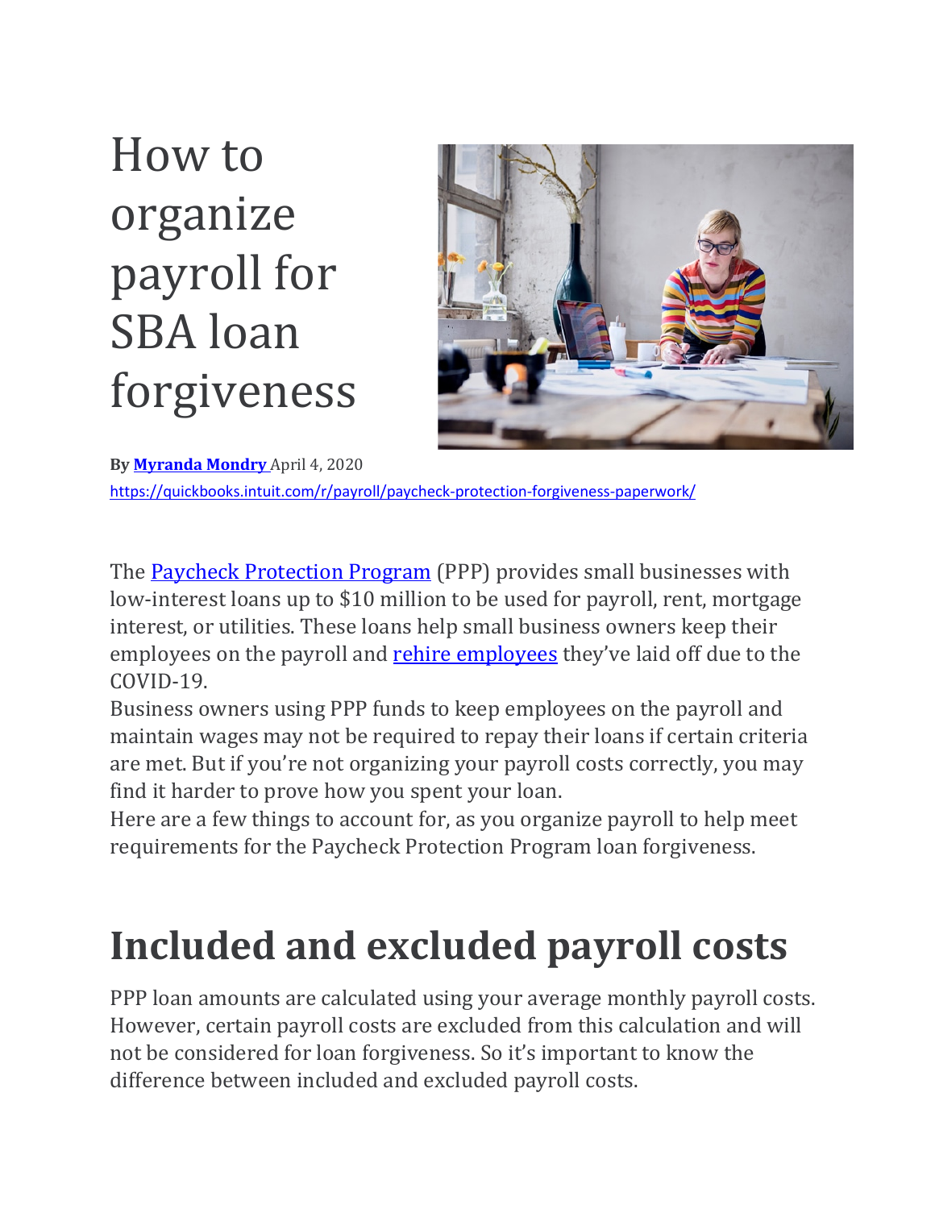# How to organize payroll for SBA loan forgiveness

**By [Myranda Mondry](#)** April 4, 2020

https://quickbooks.intuit.com/r/payroll/paycheck-protection-forgiveness-paperwork/

The [Paycheck Protection Program](#) (PPP) provides small businesses with low-interest loans up to $10 million to be used for payroll, rent, mortgage interest, or utilities. These loans help small business owners keep their employees on the payroll and [rehire employees](#) they've laid off due to the COVID-19.

Business owners using PPP funds to keep employees on the payroll and maintain wages may not be required to repay their loans if certain criteria are met. But if you're not organizing your payroll costs correctly, you may find it harder to prove how you spent your loan.

Here are a few things to account for, as you organize payroll to help meet requirements for the Paycheck Protection Program loan forgiveness.

## Included and excluded payroll costs

PPP loan amounts are calculated using your average monthly payroll costs. However, certain payroll costs are excluded from this calculation and will not be considered for loan forgiveness. So it's important to know the difference between included and excluded payroll costs.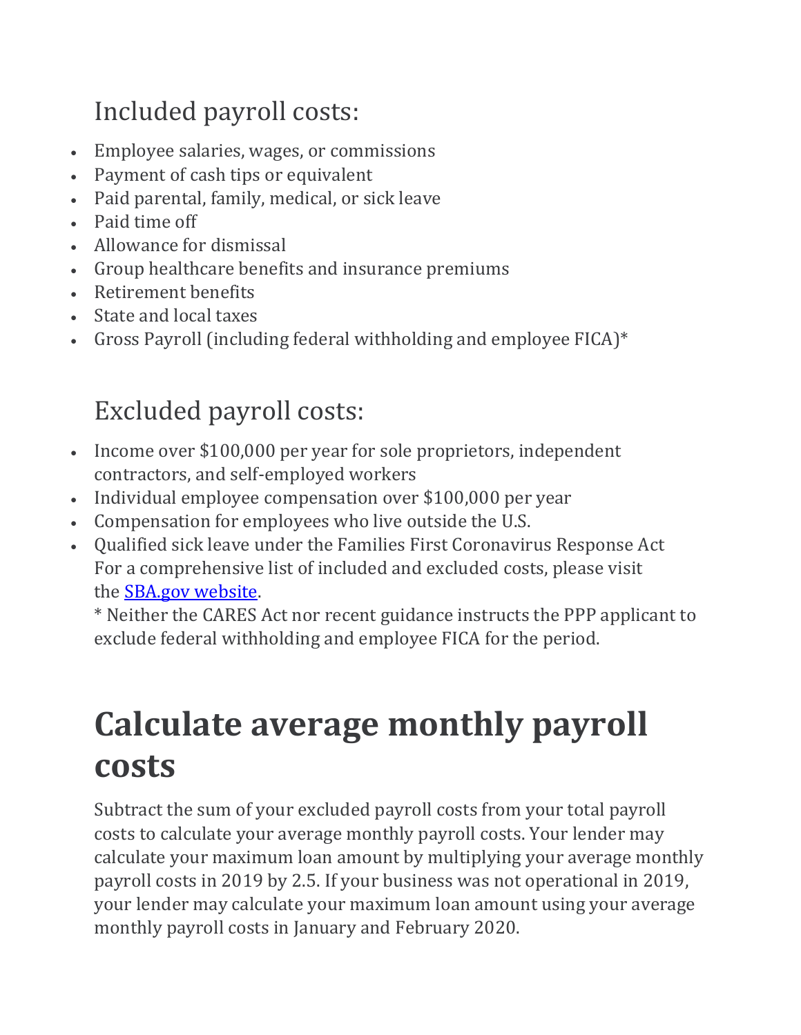## Included payroll costs:

- Employee salaries, wages, or commissions
- Payment of cash tips or equivalent
- Paid parental, family, medical, or sick leave
- Paid time off
- Allowance for dismissal
- Group healthcare benefits and insurance premiums
- Retirement benefits
- State and local taxes
- Gross Payroll (including federal withholding and employee FICA)*

## Excluded payroll costs:

- Income over $100,000 per year for sole proprietors, independent contractors, and self-employed workers
- Individual employee compensation over $100,000 per year
- Compensation for employees who live outside the U.S.
- Qualified sick leave under the Families First Coronavirus Response Act
  For a comprehensive list of included and excluded costs, please visit the [SBA.gov website](SBA.gov).
  * Neither the CARES Act nor recent guidance instructs the PPP applicant to exclude federal withholding and employee FICA for the period.

# Calculate average monthly payroll costs

Subtract the sum of your excluded payroll costs from your total payroll costs to calculate your average monthly payroll costs. Your lender may calculate your maximum loan amount by multiplying your average monthly payroll costs in 2019 by 2.5. If your business was not operational in 2019, your lender may calculate your maximum loan amount using your average monthly payroll costs in January and February 2020.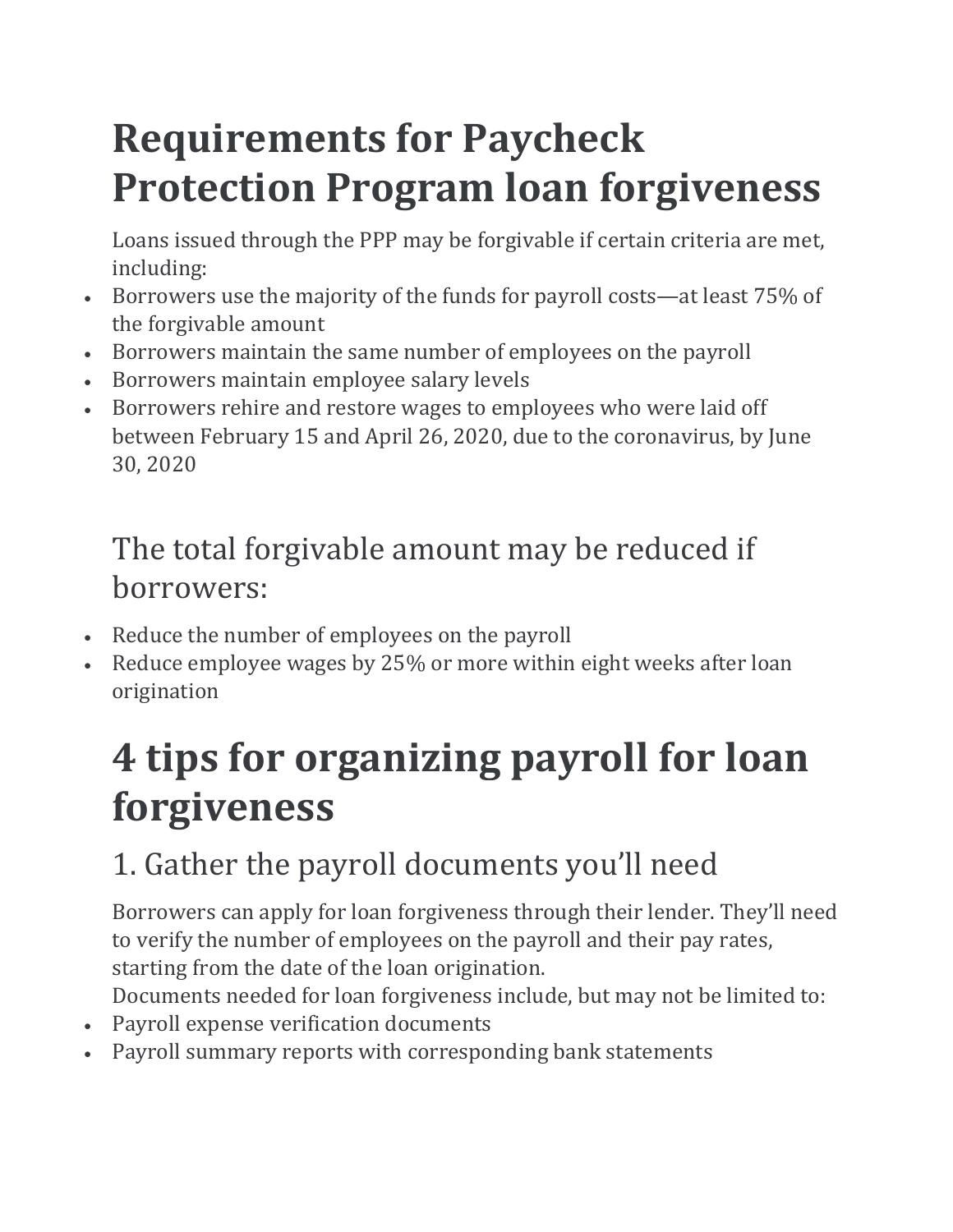# Requirements for Paycheck Protection Program loan forgiveness

Loans issued through the PPP may be forgivable if certain criteria are met, including:

- Borrowers use the majority of the funds for payroll costs—at least 75% of the forgivable amount
- Borrowers maintain the same number of employees on the payroll
- Borrowers maintain employee salary levels
- Borrowers rehire and restore wages to employees who were laid off between February 15 and April 26, 2020, due to the coronavirus, by June 30, 2020

## The total forgivable amount may be reduced if borrowers:

- Reduce the number of employees on the payroll
- Reduce employee wages by 25% or more within eight weeks after loan origination

# 4 tips for organizing payroll for loan forgiveness

## 1. Gather the payroll documents you'll need

Borrowers can apply for loan forgiveness through their lender. They'll need to verify the number of employees on the payroll and their pay rates, starting from the date of the loan origination.

Documents needed for loan forgiveness include, but may not be limited to:

- Payroll expense verification documents
- Payroll summary reports with corresponding bank statements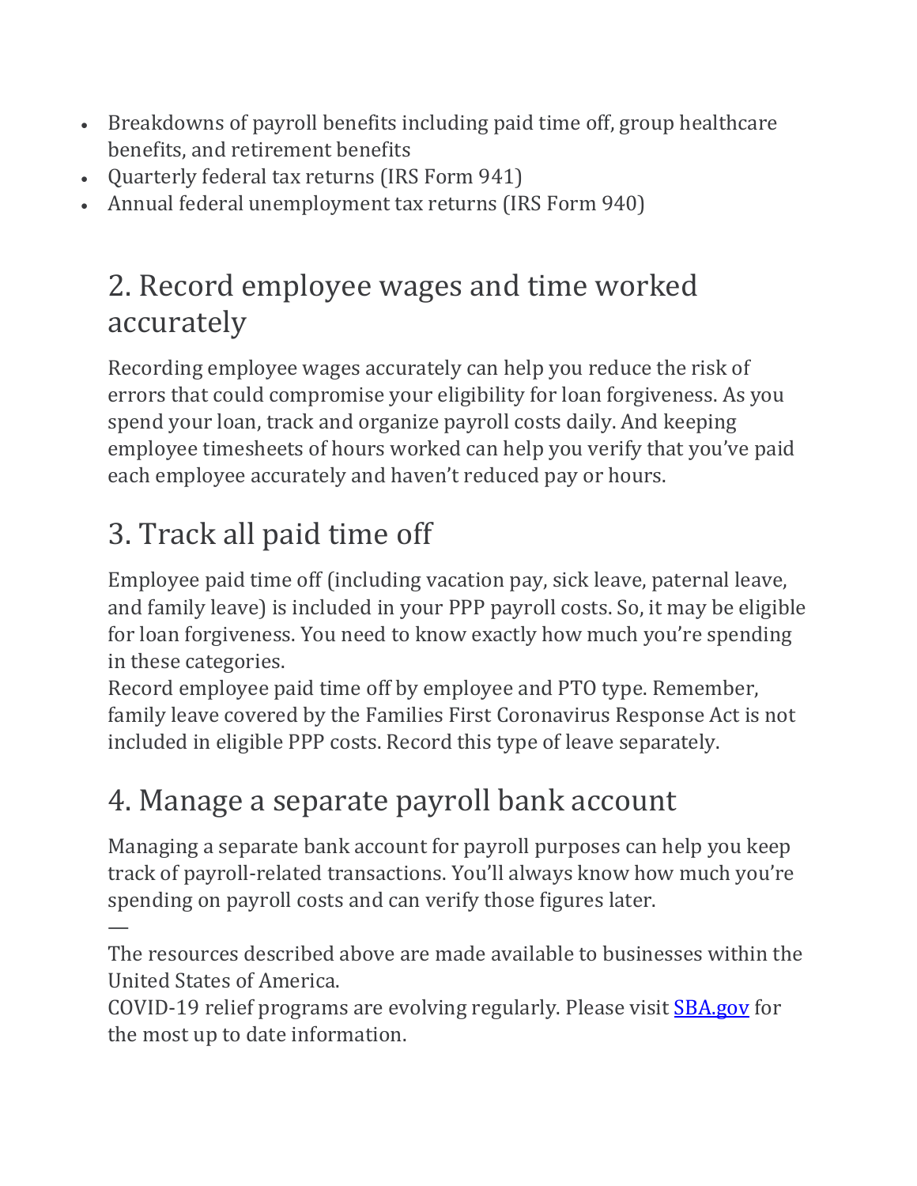- Breakdowns of payroll benefits including paid time off, group healthcare benefits, and retirement benefits
- Quarterly federal tax returns (IRS Form 941)
- Annual federal unemployment tax returns (IRS Form 940)

## 2. Record employee wages and time worked accurately

Recording employee wages accurately can help you reduce the risk of errors that could compromise your eligibility for loan forgiveness. As you spend your loan, track and organize payroll costs daily. And keeping employee timesheets of hours worked can help you verify that you've paid each employee accurately and haven't reduced pay or hours.

## 3. Track all paid time off

Employee paid time off (including vacation pay, sick leave, paternal leave, and family leave) is included in your PPP payroll costs. So, it may be eligible for loan forgiveness. You need to know exactly how much you're spending in these categories.

Record employee paid time off by employee and PTO type. Remember, family leave covered by the Families First Coronavirus Response Act is not included in eligible PPP costs. Record this type of leave separately.

## 4. Manage a separate payroll bank account

Managing a separate bank account for payroll purposes can help you keep track of payroll-related transactions. You'll always know how much you're spending on payroll costs and can verify those figures later.

—

The resources described above are made available to businesses within the United States of America.

COVID-19 relief programs are evolving regularly. Please visit [SBA.gov](https://www.sba.gov) for the most up to date information.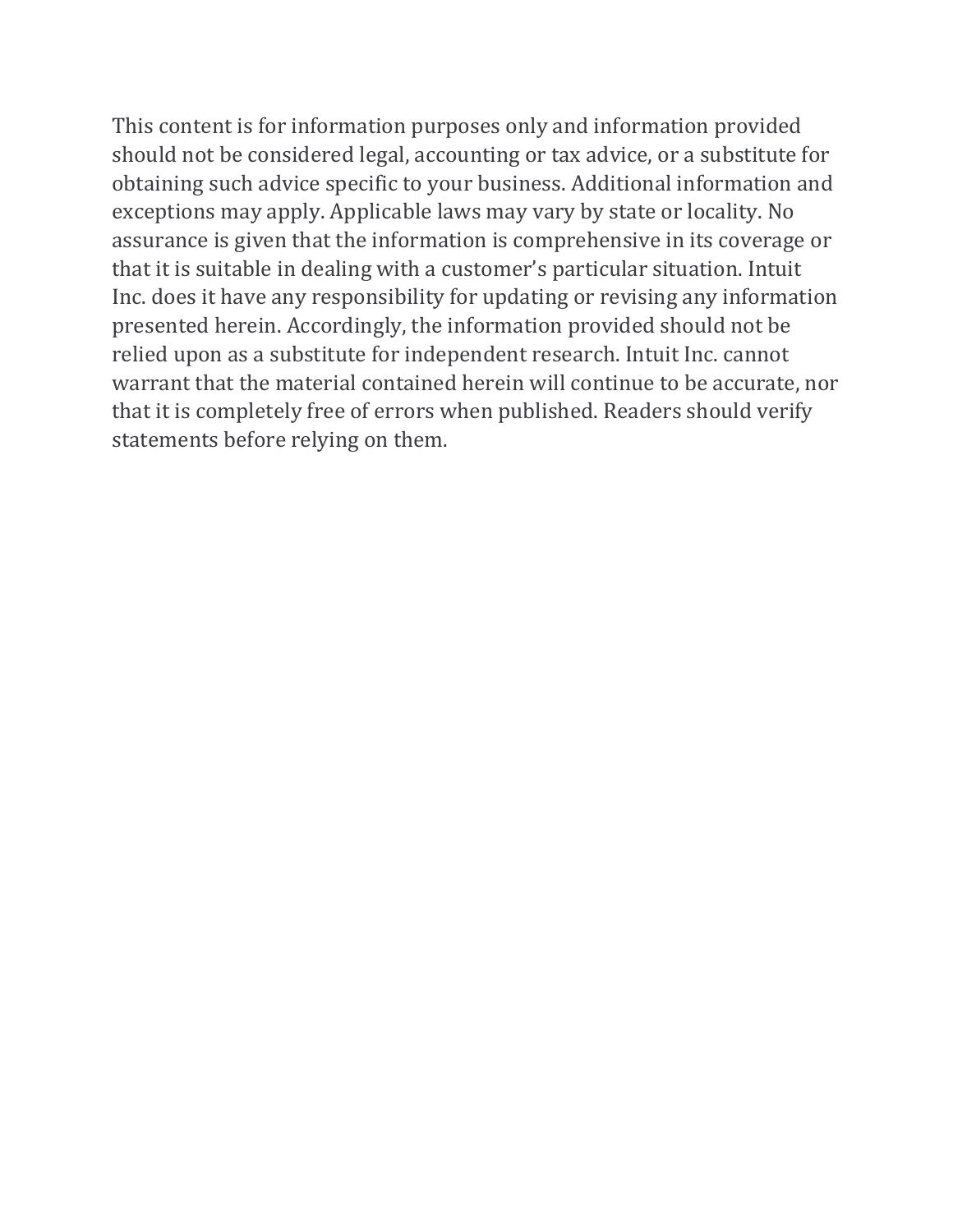This content is for information purposes only and information provided should not be considered legal, accounting or tax advice, or a substitute for obtaining such advice specific to your business. Additional information and exceptions may apply. Applicable laws may vary by state or locality. No assurance is given that the information is comprehensive in its coverage or that it is suitable in dealing with a customer's particular situation. Intuit Inc. does it have any responsibility for updating or revising any information presented herein. Accordingly, the information provided should not be relied upon as a substitute for independent research. Intuit Inc. cannot warrant that the material contained herein will continue to be accurate, nor that it is completely free of errors when published. Readers should verify statements before relying on them.